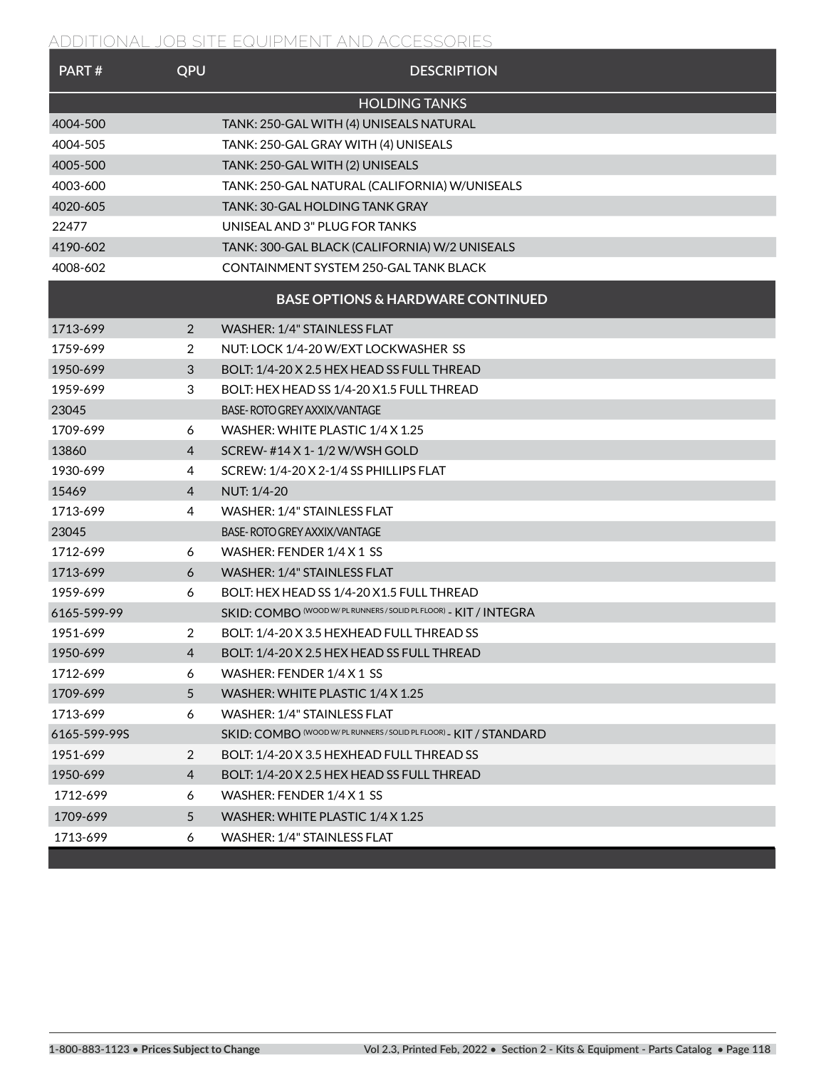## ADDITIONAL JOB SITE EQUIPMENT AND ACCESSORIES

| PART # | QPU | DESCRIPTION |
|---|---|---|
| | | **HOLDING TANKS** |
| 4004-500 | | TANK: 250-GAL WITH (4) UNISEALS NATURAL |
| 4004-505 | | TANK: 250-GAL GRAY WITH (4) UNISEALS |
| 4005-500 | | TANK: 250-GAL WITH (2) UNISEALS |
| 4003-600 | | TANK: 250-GAL NATURAL (CALIFORNIA) W/UNISEALS |
| 4020-605 | | TANK: 30-GAL HOLDING TANK GRAY |
| 22477 | | UNISEAL AND 3" PLUG FOR TANKS |
| 4190-602 | | TANK: 300-GAL BLACK (CALIFORNIA) W/2 UNISEALS |
| 4008-602 | | CONTAINMENT SYSTEM 250-GAL TANK BLACK |
| | | **BASE OPTIONS & HARDWARE CONTINUED** |
| 1713-699 | 2 | WASHER: 1/4" STAINLESS FLAT |
| 1759-699 | 2 | NUT: LOCK 1/4-20 W/EXT LOCKWASHER SS |
| 1950-699 | 3 | BOLT: 1/4-20 X 2.5 HEX HEAD SS FULL THREAD |
| 1959-699 | 3 | BOLT: HEX HEAD SS 1/4-20 X1.5 FULL THREAD |
| 23045 | | BASE- ROTO GREY AXXIX/VANTAGE |
| 1709-699 | 6 | WASHER: WHITE PLASTIC 1/4 X 1.25 |
| 13860 | 4 | SCREW- #14 X 1- 1/2 W/WSH GOLD |
| 1930-699 | 4 | SCREW: 1/4-20 X 2-1/4 SS PHILLIPS FLAT |
| 15469 | 4 | NUT: 1/4-20 |
| 1713-699 | 4 | WASHER: 1/4" STAINLESS FLAT |
| 23045 | | BASE- ROTO GREY AXXIX/VANTAGE |
| 1712-699 | 6 | WASHER: FENDER 1/4 X 1 SS |
| 1713-699 | 6 | WASHER: 1/4" STAINLESS FLAT |
| 1959-699 | 6 | BOLT: HEX HEAD SS 1/4-20 X1.5 FULL THREAD |
| 6165-599-99 | | SKID: COMBO (WOOD W/ PL RUNNERS / SOLID PL FLOOR) - KIT / INTEGRA |
| 1951-699 | 2 | BOLT: 1/4-20 X 3.5 HEXHEAD FULL THREAD SS |
| 1950-699 | 4 | BOLT: 1/4-20 X 2.5 HEX HEAD SS FULL THREAD |
| 1712-699 | 6 | WASHER: FENDER 1/4 X 1 SS |
| 1709-699 | 5 | WASHER: WHITE PLASTIC 1/4 X 1.25 |
| 1713-699 | 6 | WASHER: 1/4" STAINLESS FLAT |
| 6165-599-99S | | SKID: COMBO (WOOD W/ PL RUNNERS / SOLID PL FLOOR) - KIT / STANDARD |
| 1951-699 | 2 | BOLT: 1/4-20 X 3.5 HEXHEAD FULL THREAD SS |
| 1950-699 | 4 | BOLT: 1/4-20 X 2.5 HEX HEAD SS FULL THREAD |
| 1712-699 | 6 | WASHER: FENDER 1/4 X 1 SS |
| 1709-699 | 5 | WASHER: WHITE PLASTIC 1/4 X 1.25 |
| 1713-699 | 6 | WASHER: 1/4" STAINLESS FLAT |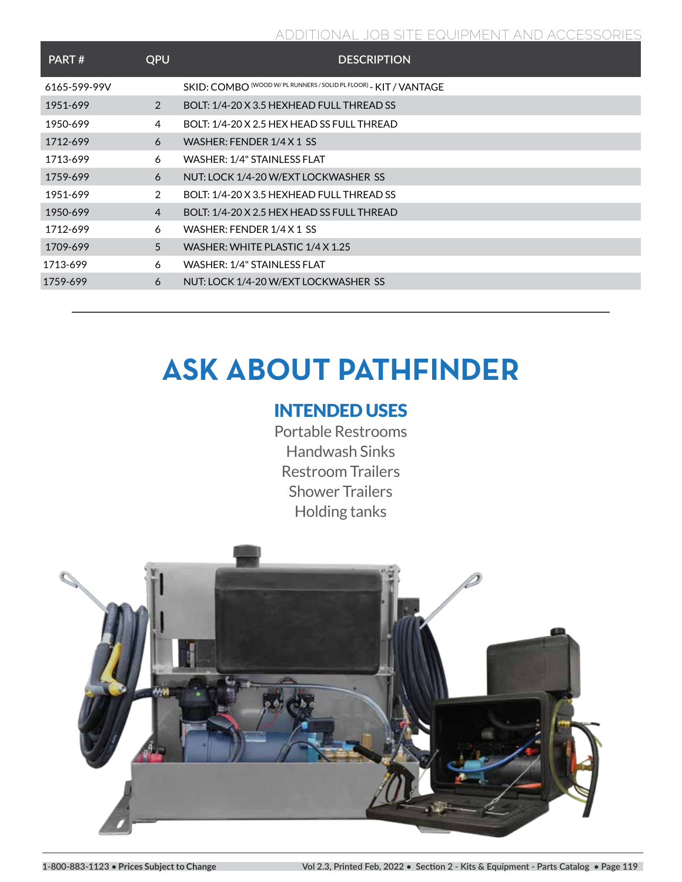| PART # | QPU | DESCRIPTION |
|---|---|---|
| 6165-599-99V | | SKID: COMBO (WOOD W/ PL RUNNERS / SOLID PL FLOOR) - KIT / VANTAGE |
| 1951-699 | 2 | BOLT: 1/4-20 X 3.5 HEXHEAD FULL THREAD SS |
| 1950-699 | 4 | BOLT: 1/4-20 X 2.5 HEX HEAD SS FULL THREAD |
| 1712-699 | 6 | WASHER: FENDER 1/4 X 1 SS |
| 1713-699 | 6 | WASHER: 1/4" STAINLESS FLAT |
| 1759-699 | 6 | NUT: LOCK 1/4-20 W/EXT LOCKWASHER SS |
| 1951-699 | 2 | BOLT: 1/4-20 X 3.5 HEXHEAD FULL THREAD SS |
| 1950-699 | 4 | BOLT: 1/4-20 X 2.5 HEX HEAD SS FULL THREAD |
| 1712-699 | 6 | WASHER: FENDER 1/4 X 1 SS |
| 1709-699 | 5 | WASHER: WHITE PLASTIC 1/4 X 1.25 |
| 1713-699 | 6 | WASHER: 1/4" STAINLESS FLAT |
| 1759-699 | 6 | NUT: LOCK 1/4-20 W/EXT LOCKWASHER SS |

# ASK ABOUT PATHFINDER

## INTENDED USES

Portable Restrooms
Handwash Sinks
Restroom Trailers
Shower Trailers
Holding tanks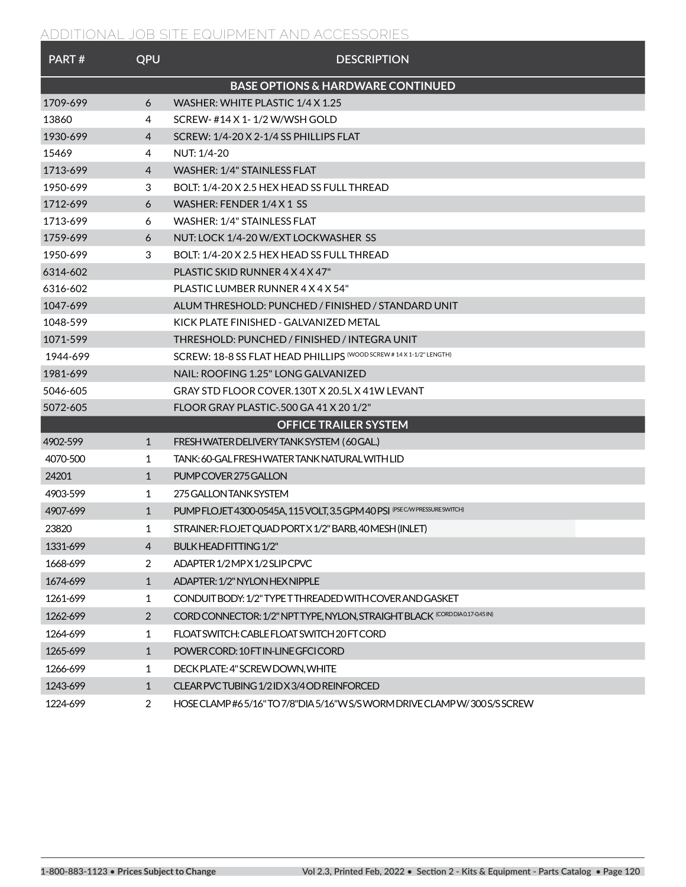## ADDITIONAL JOB SITE EQUIPMENT AND ACCESSORIES

| PART # | QPU | DESCRIPTION |
|---|---|---|
| **BASE OPTIONS & HARDWARE CONTINUED** | | |
| 1709-699 | 6 | WASHER: WHITE PLASTIC 1/4 X 1.25 |
| 13860 | 4 | SCREW- #14 X 1- 1/2 W/WSH GOLD |
| 1930-699 | 4 | SCREW: 1/4-20 X 2-1/4 SS PHILLIPS FLAT |
| 15469 | 4 | NUT: 1/4-20 |
| 1713-699 | 4 | WASHER: 1/4" STAINLESS FLAT |
| 1950-699 | 3 | BOLT: 1/4-20 X 2.5 HEX HEAD SS FULL THREAD |
| 1712-699 | 6 | WASHER: FENDER 1/4 X 1 SS |
| 1713-699 | 6 | WASHER: 1/4" STAINLESS FLAT |
| 1759-699 | 6 | NUT: LOCK 1/4-20 W/EXT LOCKWASHER SS |
| 1950-699 | 3 | BOLT: 1/4-20 X 2.5 HEX HEAD SS FULL THREAD |
| 6314-602 | | PLASTIC SKID RUNNER 4 X 4 X 47" |
| 6316-602 | | PLASTIC LUMBER RUNNER 4 X 4 X 54" |
| 1047-699 | | ALUM THRESHOLD: PUNCHED / FINISHED / STANDARD UNIT |
| 1048-599 | | KICK PLATE FINISHED - GALVANIZED METAL |
| 1071-599 | | THRESHOLD: PUNCHED / FINISHED / INTEGRA UNIT |
| 1944-699 | | SCREW: 18-8 SS FLAT HEAD PHILLIPS (WOOD SCREW # 14 X 1-1/2" LENGTH) |
| 1981-699 | | NAIL: ROOFING 1.25" LONG GALVANIZED |
| 5046-605 | | GRAY STD FLOOR COVER.130T X 20.5L X 41W LEVANT |
| 5072-605 | | FLOOR GRAY PLASTIC-.500 GA 41 X 20 1/2" |
| **OFFICE TRAILER SYSTEM** | | |
| 4902-599 | 1 | FRESH WATER DELIVERY TANK SYSTEM (60 GAL.) |
| 4070-500 | 1 | TANK: 60-GAL FRESH WATER TANK NATURAL WITH LID |
| 24201 | 1 | PUMP COVER 275 GALLON |
| 4903-599 | 1 | 275 GALLON TANK SYSTEM |
| 4907-699 | 1 | PUMP FLOJET 4300-0545A, 115 VOLT, 3.5 GPM 40 PSI (PSE C/W PRESSURE SWITCH) |
| 23820 | 1 | STRAINER: FLOJET QUAD PORT X 1/2" BARB, 40 MESH (INLET) |
| 1331-699 | 4 | BULK HEAD FITTING 1/2" |
| 1668-699 | 2 | ADAPTER 1/2 MP X 1/2 SLIP CPVC |
| 1674-699 | 1 | ADAPTER: 1/2" NYLON HEX NIPPLE |
| 1261-699 | 1 | CONDUIT BODY: 1/2" TYPE T THREADED WITH COVER AND GASKET |
| 1262-699 | 2 | CORD CONNECTOR: 1/2" NPT TYPE, NYLON, STRAIGHT BLACK (CORD DIA 0.17-0.45 IN) |
| 1264-699 | 1 | FLOAT SWITCH: CABLE FLOAT SWITCH 20 FT CORD |
| 1265-699 | 1 | POWER CORD: 10 FT IN-LINE GFCI CORD |
| 1266-699 | 1 | DECK PLATE: 4" SCREW DOWN, WHITE |
| 1243-699 | 1 | CLEAR PVC TUBING 1/2 ID X 3/4 OD REINFORCED |
| 1224-699 | 2 | HOSE CLAMP #6 5/16" TO 7/8" DIA 5/16" W S/S WORM DRIVE CLAMP W/ 300 S/S SCREW |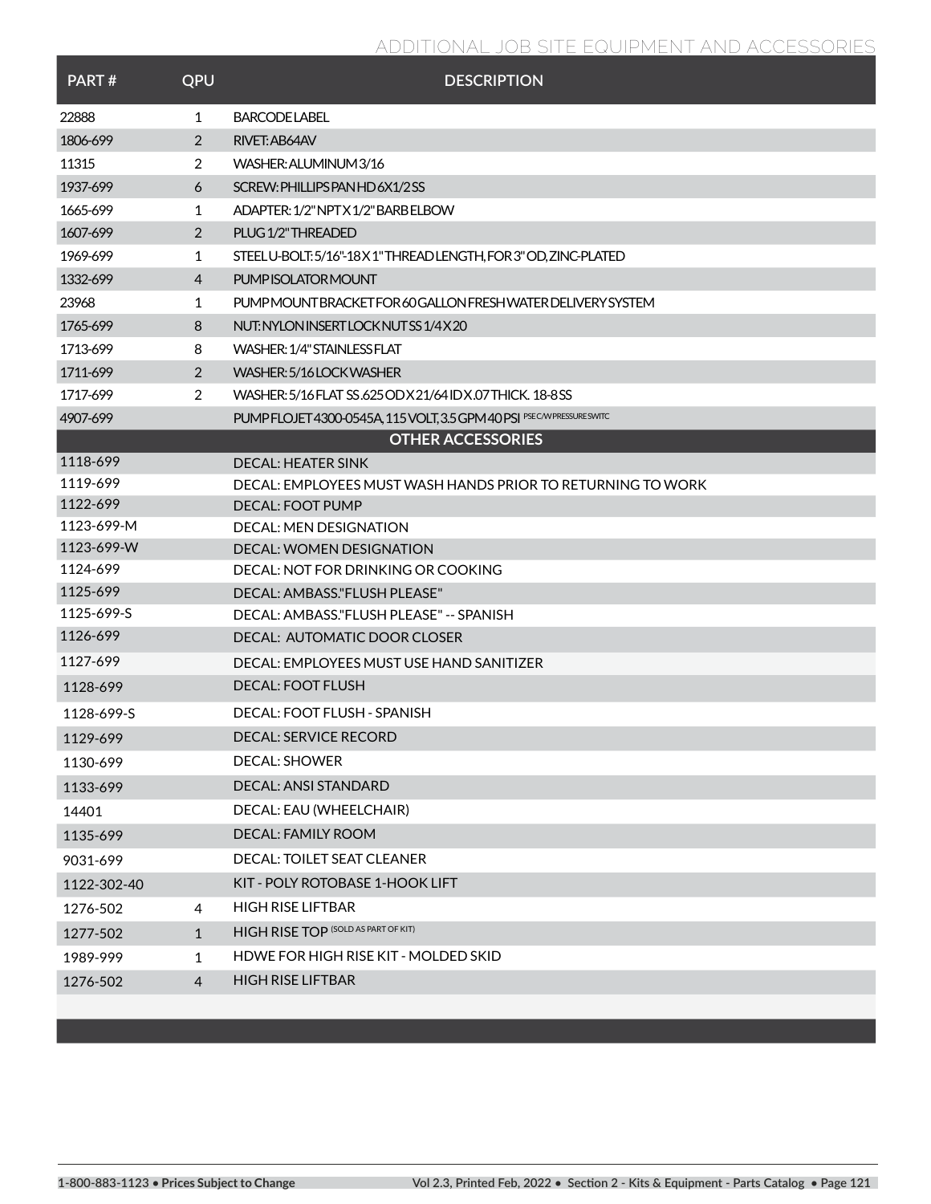## ADDITIONAL JOB SITE EQUIPMENT AND ACCESSORIES

| PART # | QPU | DESCRIPTION |
|---|---|---|
| 22888 | 1 | BARCODE LABEL |
| 1806-699 | 2 | RIVET: AB64AV |
| 11315 | 2 | WASHER: ALUMINUM 3/16 |
| 1937-699 | 6 | SCREW: PHILLIPS PAN HD 6X1/2 SS |
| 1665-699 | 1 | ADAPTER: 1/2" NPT X 1/2" BARB ELBOW |
| 1607-699 | 2 | PLUG 1/2" THREADED |
| 1969-699 | 1 | STEEL U-BOLT: 5/16"-18 X 1" THREAD LENGTH, FOR 3" OD, ZINC-PLATED |
| 1332-699 | 4 | PUMP ISOLATOR MOUNT |
| 23968 | 1 | PUMP MOUNT BRACKET FOR 60 GALLON FRESH WATER DELIVERY SYSTEM |
| 1765-699 | 8 | NUT: NYLON INSERT LOCK NUT SS 1/4 X 20 |
| 1713-699 | 8 | WASHER: 1/4" STAINLESS FLAT |
| 1711-699 | 2 | WASHER: 5/16 LOCK WASHER |
| 1717-699 | 2 | WASHER: 5/16 FLAT SS .625 OD X 21/64 ID X .07 THICK. 18-8 SS |
| 4907-699 | | PUMP FLOJET 4300-0545A, 115 VOLT, 3.5 GPM 40 PSI PSE C/W PRESSURE SWITC |
| | | **OTHER ACCESSORIES** |
| 1118-699 | | DECAL: HEATER SINK |
| 1119-699 | | DECAL: EMPLOYEES MUST WASH HANDS PRIOR TO RETURNING TO WORK |
| 1122-699 | | DECAL: FOOT PUMP |
| 1123-699-M | | DECAL: MEN DESIGNATION |
| 1123-699-W | | DECAL: WOMEN DESIGNATION |
| 1124-699 | | DECAL: NOT FOR DRINKING OR COOKING |
| 1125-699 | | DECAL: AMBASS."FLUSH PLEASE" |
| 1125-699-S | | DECAL: AMBASS."FLUSH PLEASE" -- SPANISH |
| 1126-699 | | DECAL: AUTOMATIC DOOR CLOSER |
| 1127-699 | | DECAL: EMPLOYEES MUST USE HAND SANITIZER |
| 1128-699 | | DECAL: FOOT FLUSH |
| 1128-699-S | | DECAL: FOOT FLUSH - SPANISH |
| 1129-699 | | DECAL: SERVICE RECORD |
| 1130-699 | | DECAL: SHOWER |
| 1133-699 | | DECAL: ANSI STANDARD |
| 14401 | | DECAL: EAU (WHEELCHAIR) |
| 1135-699 | | DECAL: FAMILY ROOM |
| 9031-699 | | DECAL: TOILET SEAT CLEANER |
| 1122-302-40 | | KIT - POLY ROTOBASE 1-HOOK LIFT |
| 1276-502 | 4 | HIGH RISE LIFTBAR |
| 1277-502 | 1 | HIGH RISE TOP (SOLD AS PART OF KIT) |
| 1989-999 | 1 | HDWE FOR HIGH RISE KIT - MOLDED SKID |
| 1276-502 | 4 | HIGH RISE LIFTBAR |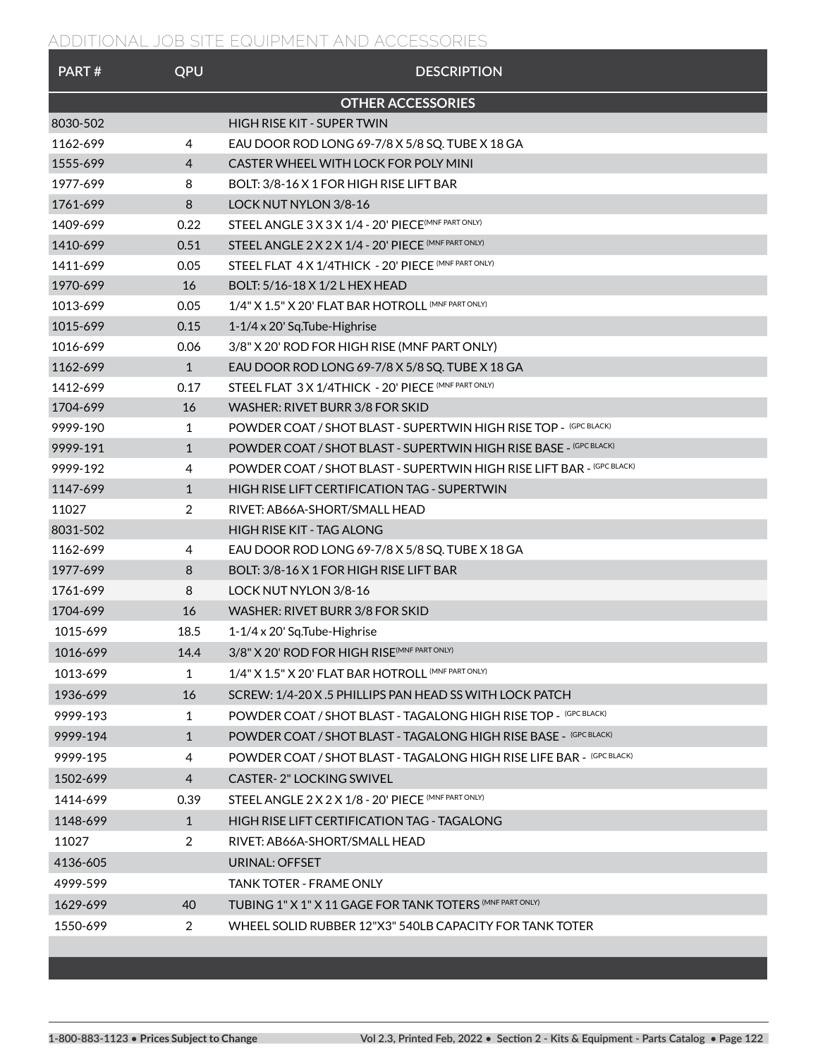## ADDITIONAL JOB SITE EQUIPMENT AND ACCESSORIES

| PART # | QPU | DESCRIPTION |
|---|---|---|
| | | **OTHER ACCESSORIES** |
| 8030-502 | | HIGH RISE KIT - SUPER TWIN |
| 1162-699 | 4 | EAU DOOR ROD LONG 69-7/8 X 5/8 SQ. TUBE X 18 GA |
| 1555-699 | 4 | CASTER WHEEL WITH LOCK FOR POLY MINI |
| 1977-699 | 8 | BOLT: 3/8-16 X 1 FOR HIGH RISE LIFT BAR |
| 1761-699 | 8 | LOCK NUT NYLON 3/8-16 |
| 1409-699 | 0.22 | STEEL ANGLE 3 X 3 X 1/4 - 20' PIECE (MNF PART ONLY) |
| 1410-699 | 0.51 | STEEL ANGLE 2 X 2 X 1/4 - 20' PIECE (MNF PART ONLY) |
| 1411-699 | 0.05 | STEEL FLAT 4 X 1/4THICK - 20' PIECE (MNF PART ONLY) |
| 1970-699 | 16 | BOLT: 5/16-18 X 1/2 L HEX HEAD |
| 1013-699 | 0.05 | 1/4" X 1.5" X 20' FLAT BAR HOTROLL (MNF PART ONLY) |
| 1015-699 | 0.15 | 1-1/4 x 20' Sq.Tube-Highrise |
| 1016-699 | 0.06 | 3/8" X 20' ROD FOR HIGH RISE (MNF PART ONLY) |
| 1162-699 | 1 | EAU DOOR ROD LONG 69-7/8 X 5/8 SQ. TUBE X 18 GA |
| 1412-699 | 0.17 | STEEL FLAT 3 X 1/4THICK - 20' PIECE (MNF PART ONLY) |
| 1704-699 | 16 | WASHER: RIVET BURR 3/8 FOR SKID |
| 9999-190 | 1 | POWDER COAT / SHOT BLAST - SUPERTWIN HIGH RISE TOP - (GPC BLACK) |
| 9999-191 | 1 | POWDER COAT / SHOT BLAST - SUPERTWIN HIGH RISE BASE - (GPC BLACK) |
| 9999-192 | 4 | POWDER COAT / SHOT BLAST - SUPERTWIN HIGH RISE LIFT BAR - (GPC BLACK) |
| 1147-699 | 1 | HIGH RISE LIFT CERTIFICATION TAG - SUPERTWIN |
| 11027 | 2 | RIVET: AB66A-SHORT/SMALL HEAD |
| 8031-502 | | HIGH RISE KIT - TAG ALONG |
| 1162-699 | 4 | EAU DOOR ROD LONG 69-7/8 X 5/8 SQ. TUBE X 18 GA |
| 1977-699 | 8 | BOLT: 3/8-16 X 1 FOR HIGH RISE LIFT BAR |
| 1761-699 | 8 | LOCK NUT NYLON 3/8-16 |
| 1704-699 | 16 | WASHER: RIVET BURR 3/8 FOR SKID |
| 1015-699 | 18.5 | 1-1/4 x 20' Sq.Tube-Highrise |
| 1016-699 | 14.4 | 3/8" X 20' ROD FOR HIGH RISE (MNF PART ONLY) |
| 1013-699 | 1 | 1/4" X 1.5" X 20' FLAT BAR HOTROLL (MNF PART ONLY) |
| 1936-699 | 16 | SCREW: 1/4-20 X .5 PHILLIPS PAN HEAD SS WITH LOCK PATCH |
| 9999-193 | 1 | POWDER COAT / SHOT BLAST - TAGALONG HIGH RISE TOP - (GPC BLACK) |
| 9999-194 | 1 | POWDER COAT / SHOT BLAST - TAGALONG HIGH RISE BASE - (GPC BLACK) |
| 9999-195 | 4 | POWDER COAT / SHOT BLAST - TAGALONG HIGH RISE LIFE BAR - (GPC BLACK) |
| 1502-699 | 4 | CASTER- 2" LOCKING SWIVEL |
| 1414-699 | 0.39 | STEEL ANGLE 2 X 2 X 1/8 - 20' PIECE (MNF PART ONLY) |
| 1148-699 | 1 | HIGH RISE LIFT CERTIFICATION TAG - TAGALONG |
| 11027 | 2 | RIVET: AB66A-SHORT/SMALL HEAD |
| 4136-605 | | URINAL: OFFSET |
| 4999-599 | | TANK TOTER - FRAME ONLY |
| 1629-699 | 40 | TUBING 1" X 1" X 11 GAGE FOR TANK TOTERS (MNF PART ONLY) |
| 1550-699 | 2 | WHEEL SOLID RUBBER 12"X3" 540LB CAPACITY FOR TANK TOTER |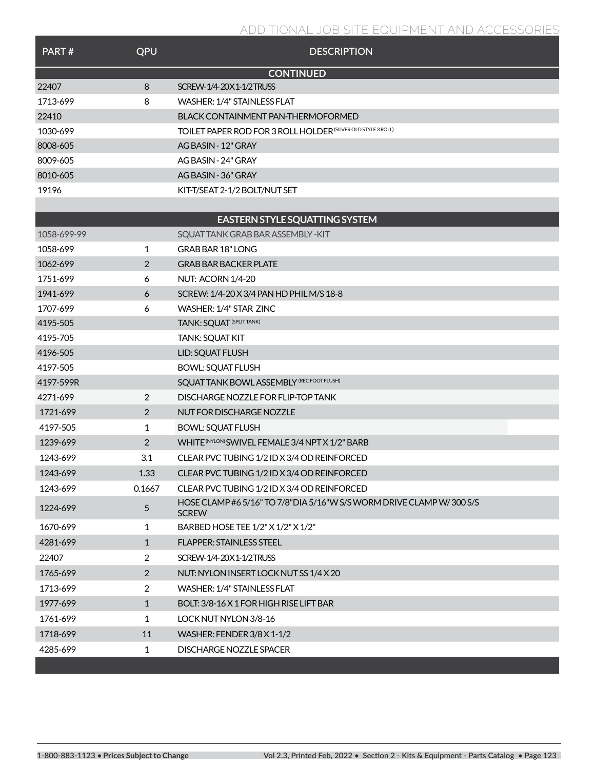## ADDITIONAL JOB SITE EQUIPMENT AND ACCESSORIES

| PART # | QPU | DESCRIPTION |
|---|---|---|
| | | **CONTINUED** |
| 22407 | 8 | SCREW-1/4-20X1-1/2TRUSS |
| 1713-699 | 8 | WASHER: 1/4" STAINLESS FLAT |
| 22410 | | BLACK CONTAINMENT PAN-THERMOFORMED |
| 1030-699 | | TOILET PAPER ROD FOR 3 ROLL HOLDER (SILVER OLD STYLE 3 ROLL) |
| 8008-605 | | AG BASIN - 12" GRAY |
| 8009-605 | | AG BASIN - 24" GRAY |
| 8010-605 | | AG BASIN - 36" GRAY |
| 19196 | | KIT-T/SEAT 2-1/2 BOLT/NUT SET |
| | | |
| | | **EASTERN STYLE SQUATTING SYSTEM** |
| 1058-699-99 | | SQUAT TANK GRAB BAR ASSEMBLY -KIT |
| 1058-699 | 1 | GRAB BAR 18" LONG |
| 1062-699 | 2 | GRAB BAR BACKER PLATE |
| 1751-699 | 6 | NUT: ACORN 1/4-20 |
| 1941-699 | 6 | SCREW: 1/4-20 X 3/4 PAN HD PHIL M/S 18-8 |
| 1707-699 | 6 | WASHER: 1/4" STAR ZINC |
| 4195-505 | | TANK: SQUAT (SPLIT TANK) |
| 4195-705 | | TANK: SQUAT KIT |
| 4196-505 | | LID: SQUAT FLUSH |
| 4197-505 | | BOWL: SQUAT FLUSH |
| 4197-599R | | SQUAT TANK BOWL ASSEMBLY (REC FOOT FLUSH) |
| 4271-699 | 2 | DISCHARGE NOZZLE FOR FLIP-TOP TANK |
| 1721-699 | 2 | NUT FOR DISCHARGE NOZZLE |
| 4197-505 | 1 | BOWL: SQUAT FLUSH |
| 1239-699 | 2 | WHITE (NYLON) SWIVEL FEMALE 3/4 NPT X 1/2" BARB |
| 1243-699 | 3.1 | CLEAR PVC TUBING 1/2 ID X 3/4 OD REINFORCED |
| 1243-699 | 1.33 | CLEAR PVC TUBING 1/2 ID X 3/4 OD REINFORCED |
| 1243-699 | 0.1667 | CLEAR PVC TUBING 1/2 ID X 3/4 OD REINFORCED |
| 1224-699 | 5 | HOSE CLAMP #6 5/16" TO 7/8"DIA 5/16"W S/S WORM DRIVE CLAMP W/ 300 S/S SCREW |
| 1670-699 | 1 | BARBED HOSE TEE 1/2" X 1/2" X 1/2" |
| 4281-699 | 1 | FLAPPER: STAINLESS STEEL |
| 22407 | 2 | SCREW-1/4-20X1-1/2TRUSS |
| 1765-699 | 2 | NUT: NYLON INSERT LOCK NUT SS 1/4 X 20 |
| 1713-699 | 2 | WASHER: 1/4" STAINLESS FLAT |
| 1977-699 | 1 | BOLT: 3/8-16 X 1 FOR HIGH RISE LIFT BAR |
| 1761-699 | 1 | LOCK NUT NYLON 3/8-16 |
| 1718-699 | 11 | WASHER: FENDER 3/8 X 1-1/2 |
| 4285-699 | 1 | DISCHARGE NOZZLE SPACER |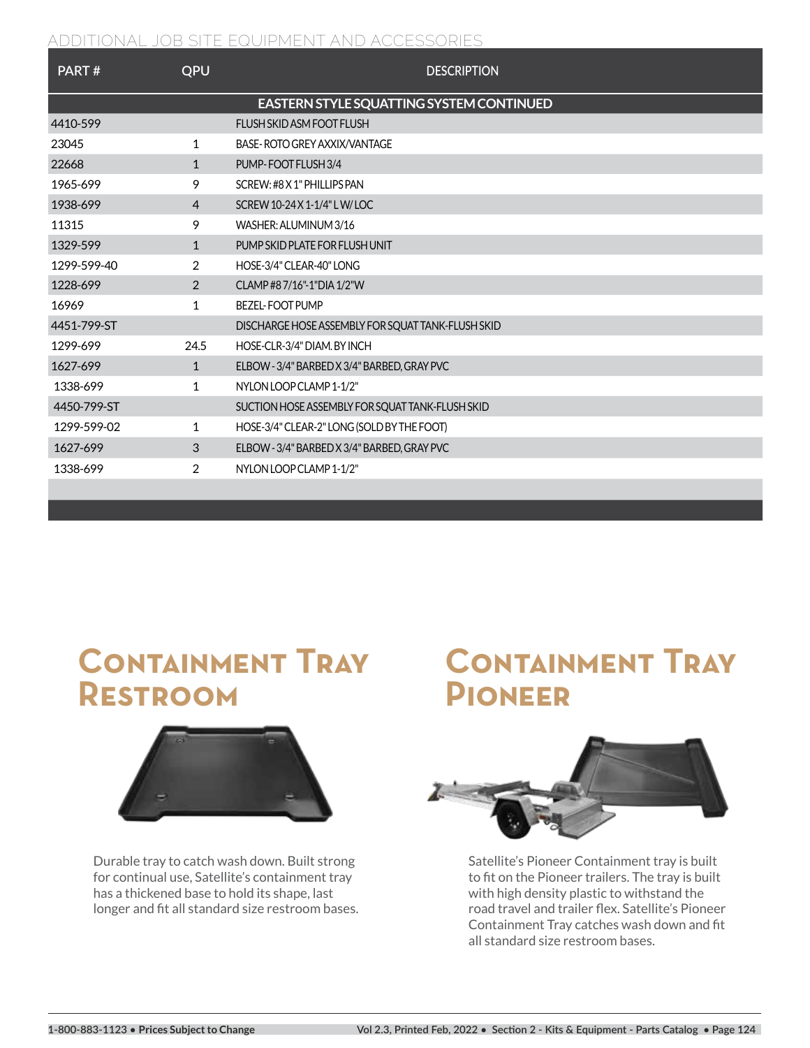ADDITIONAL JOB SITE EQUIPMENT AND ACCESSORIES

| PART # | QPU | DESCRIPTION |
|---|---|---|
| | | **EASTERN STYLE SQUATTING SYSTEM CONTINUED** |
| 4410-599 | | FLUSH SKID ASM FOOT FLUSH |
| 23045 | 1 | BASE- ROTO GREY AXXIX/VANTAGE |
| 22668 | 1 | PUMP- FOOT FLUSH 3/4 |
| 1965-699 | 9 | SCREW: #8 X 1" PHILLIPS PAN |
| 1938-699 | 4 | SCREW 10-24 X 1-1/4" L W/ LOC |
| 11315 | 9 | WASHER: ALUMINUM 3/16 |
| 1329-599 | 1 | PUMP SKID PLATE FOR FLUSH UNIT |
| 1299-599-40 | 2 | HOSE-3/4" CLEAR-40" LONG |
| 1228-699 | 2 | CLAMP #8 7/16"-1"DIA 1/2"W |
| 16969 | 1 | BEZEL- FOOT PUMP |
| 4451-799-ST | | DISCHARGE HOSE ASSEMBLY FOR SQUAT TANK-FLUSH SKID |
| 1299-699 | 24.5 | HOSE-CLR-3/4" DIAM. BY INCH |
| 1627-699 | 1 | ELBOW - 3/4" BARBED X 3/4" BARBED, GRAY PVC |
| 1338-699 | 1 | NYLON LOOP CLAMP 1-1/2" |
| 4450-799-ST | | SUCTION HOSE ASSEMBLY FOR SQUAT TANK-FLUSH SKID |
| 1299-599-02 | 1 | HOSE-3/4" CLEAR-2" LONG (SOLD BY THE FOOT) |
| 1627-699 | 3 | ELBOW - 3/4" BARBED X 3/4" BARBED, GRAY PVC |
| 1338-699 | 2 | NYLON LOOP CLAMP 1-1/2" |

## Containment Tray Restroom

Durable tray to catch wash down. Built strong for continual use, Satellite's containment tray has a thickened base to hold its shape, last longer and fit all standard size restroom bases.

## Containment Tray Pioneer

Satellite's Pioneer Containment tray is built to fit on the Pioneer trailers. The tray is built with high density plastic to withstand the road travel and trailer flex. Satellite's Pioneer Containment Tray catches wash down and fit all standard size restroom bases.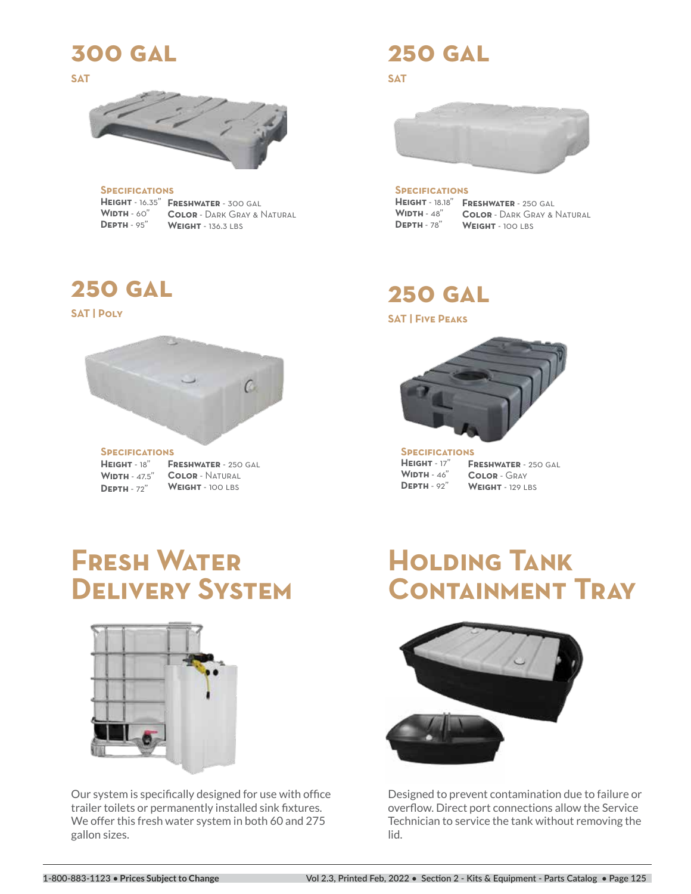## 300 GAL

**SAT**

**Specifications**

**Height** - 16.35"
**Width** - 60"
**Depth** - 95"
**Freshwater** - 300 gal
**Color** - Dark Gray & Natural
**Weight** - 136.3 lbs

## 250 GAL

**SAT**

**Specifications**

**Height** - 18.18"
**Width** - 48"
**Depth** - 78"
**Freshwater** - 250 gal
**Color** - Dark Gray & Natural
**Weight** - 100 lbs

## 250 GAL

**SAT | Poly**

**Specifications**

**Height** - 18"
**Width** - 47.5"
**Depth** - 72"
**Freshwater** - 250 gal
**Color** - Natural
**Weight** - 100 lbs

## 250 GAL

**SAT | Five Peaks**

**Specifications**

**Height** - 17"
**Width** - 46"
**Depth** - 92"
**Freshwater** - 250 gal
**Color** - Gray
**Weight** - 129 lbs

## Fresh Water Delivery System

Our system is specifically designed for use with office trailer toilets or permanently installed sink fixtures. We offer this fresh water system in both 60 and 275 gallon sizes.

## Holding Tank Containment Tray

Designed to prevent contamination due to failure or overflow. Direct port connections allow the Service Technician to service the tank without removing the lid.